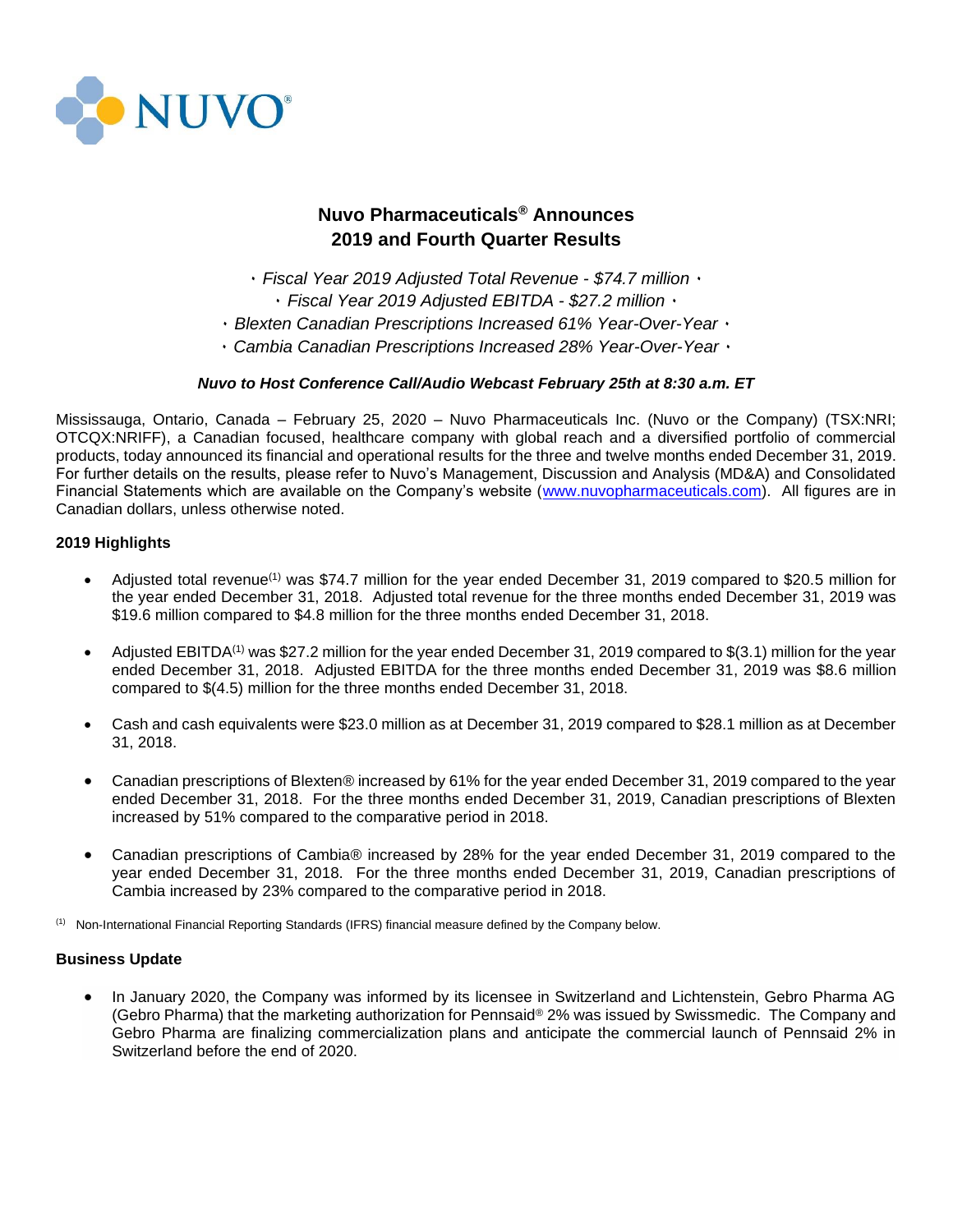NUVO®

# Nuvo Pharmaceuticals® Announces 2019 and Fourth Quarter Results

*· Fiscal Year 2019 Adjusted Total Revenue - $74.7 million ·*
*· Fiscal Year 2019 Adjusted EBITDA - $27.2 million ·*
*· Blexten Canadian Prescriptions Increased 61% Year-Over-Year ·*
*· Cambia Canadian Prescriptions Increased 28% Year-Over-Year ·*

***Nuvo to Host Conference Call/Audio Webcast February 25th at 8:30 a.m. ET***

Mississauga, Ontario, Canada – February 25, 2020 – Nuvo Pharmaceuticals Inc. (Nuvo or the Company) (TSX:NRI; OTCQX:NRIFF), a Canadian focused, healthcare company with global reach and a diversified portfolio of commercial products, today announced its financial and operational results for the three and twelve months ended December 31, 2019. For further details on the results, please refer to Nuvo's Management, Discussion and Analysis (MD&A) and Consolidated Financial Statements which are available on the Company's website (www.nuvopharmaceuticals.com). All figures are in Canadian dollars, unless otherwise noted.

**2019 Highlights**

- Adjusted total revenue[(1)] was $74.7 million for the year ended December 31, 2019 compared to $20.5 million for the year ended December 31, 2018. Adjusted total revenue for the three months ended December 31, 2019 was $19.6 million compared to $4.8 million for the three months ended December 31, 2018.
- Adjusted EBITDA[(1)] was $27.2 million for the year ended December 31, 2019 compared to $(3.1) million for the year ended December 31, 2018. Adjusted EBITDA for the three months ended December 31, 2019 was $8.6 million compared to $(4.5) million for the three months ended December 31, 2018.
- Cash and cash equivalents were $23.0 million as at December 31, 2019 compared to $28.1 million as at December 31, 2018.
- Canadian prescriptions of Blexten® increased by 61% for the year ended December 31, 2019 compared to the year ended December 31, 2018. For the three months ended December 31, 2019, Canadian prescriptions of Blexten increased by 51% compared to the comparative period in 2018.
- Canadian prescriptions of Cambia® increased by 28% for the year ended December 31, 2019 compared to the year ended December 31, 2018. For the three months ended December 31, 2019, Canadian prescriptions of Cambia increased by 23% compared to the comparative period in 2018.

[(1)] Non-International Financial Reporting Standards (IFRS) financial measure defined by the Company below.

**Business Update**

- In January 2020, the Company was informed by its licensee in Switzerland and Lichtenstein, Gebro Pharma AG (Gebro Pharma) that the marketing authorization for Pennsaid® 2% was issued by Swissmedic. The Company and Gebro Pharma are finalizing commercialization plans and anticipate the commercial launch of Pennsaid 2% in Switzerland before the end of 2020.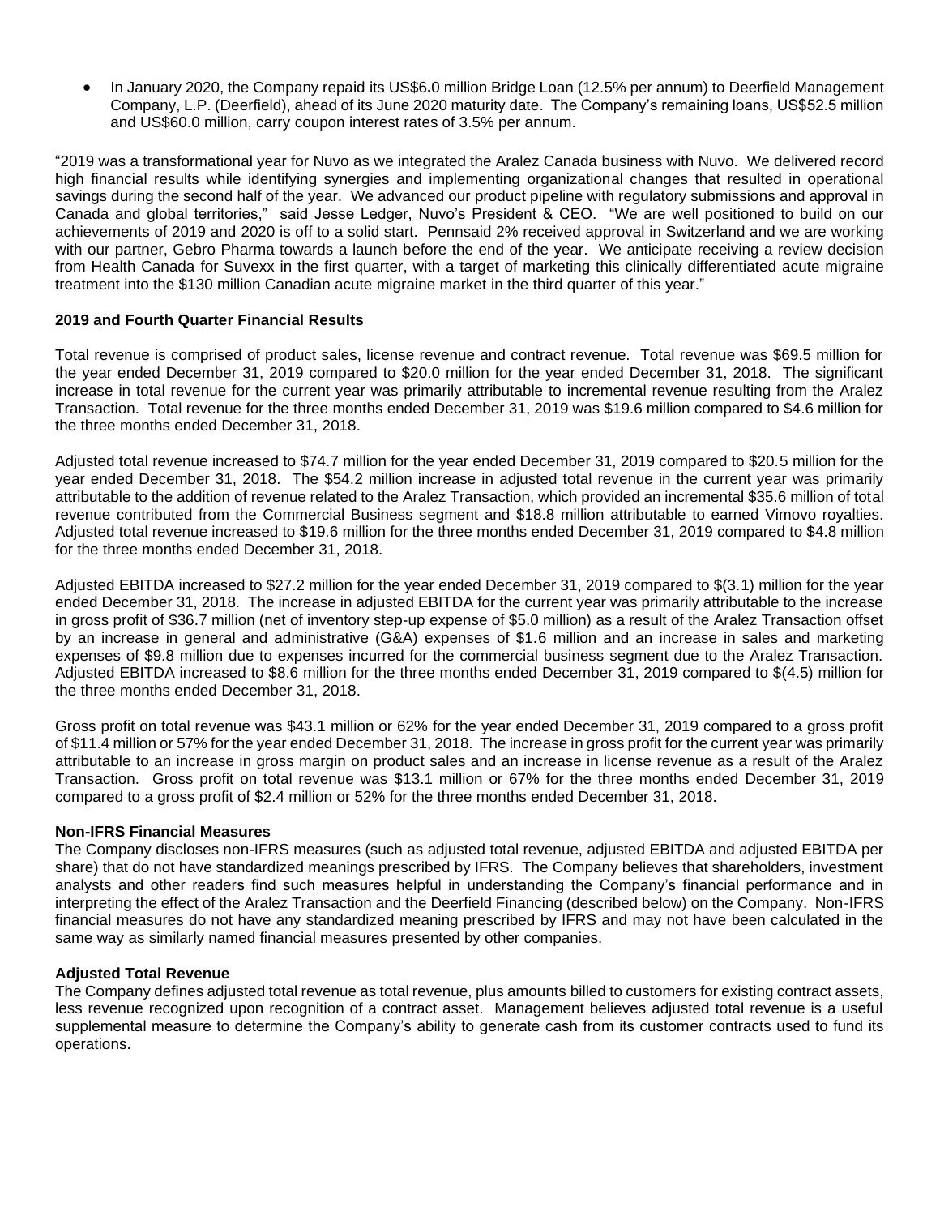- In January 2020, the Company repaid its US$6.0 million Bridge Loan (12.5% per annum) to Deerfield Management Company, L.P. (Deerfield), ahead of its June 2020 maturity date. The Company's remaining loans, US$52.5 million and US$60.0 million, carry coupon interest rates of 3.5% per annum.

"2019 was a transformational year for Nuvo as we integrated the Aralez Canada business with Nuvo. We delivered record high financial results while identifying synergies and implementing organizational changes that resulted in operational savings during the second half of the year. We advanced our product pipeline with regulatory submissions and approval in Canada and global territories," said Jesse Ledger, Nuvo's President & CEO. "We are well positioned to build on our achievements of 2019 and 2020 is off to a solid start. Pennsaid 2% received approval in Switzerland and we are working with our partner, Gebro Pharma towards a launch before the end of the year. We anticipate receiving a review decision from Health Canada for Suvexx in the first quarter, with a target of marketing this clinically differentiated acute migraine treatment into the $130 million Canadian acute migraine market in the third quarter of this year."

**2019 and Fourth Quarter Financial Results**

Total revenue is comprised of product sales, license revenue and contract revenue. Total revenue was $69.5 million for the year ended December 31, 2019 compared to $20.0 million for the year ended December 31, 2018. The significant increase in total revenue for the current year was primarily attributable to incremental revenue resulting from the Aralez Transaction. Total revenue for the three months ended December 31, 2019 was $19.6 million compared to $4.6 million for the three months ended December 31, 2018.

Adjusted total revenue increased to $74.7 million for the year ended December 31, 2019 compared to $20.5 million for the year ended December 31, 2018. The $54.2 million increase in adjusted total revenue in the current year was primarily attributable to the addition of revenue related to the Aralez Transaction, which provided an incremental $35.6 million of total revenue contributed from the Commercial Business segment and $18.8 million attributable to earned Vimovo royalties. Adjusted total revenue increased to $19.6 million for the three months ended December 31, 2019 compared to $4.8 million for the three months ended December 31, 2018.

Adjusted EBITDA increased to $27.2 million for the year ended December 31, 2019 compared to $(3.1) million for the year ended December 31, 2018. The increase in adjusted EBITDA for the current year was primarily attributable to the increase in gross profit of $36.7 million (net of inventory step-up expense of $5.0 million) as a result of the Aralez Transaction offset by an increase in general and administrative (G&A) expenses of $1.6 million and an increase in sales and marketing expenses of $9.8 million due to expenses incurred for the commercial business segment due to the Aralez Transaction. Adjusted EBITDA increased to $8.6 million for the three months ended December 31, 2019 compared to $(4.5) million for the three months ended December 31, 2018.

Gross profit on total revenue was $43.1 million or 62% for the year ended December 31, 2019 compared to a gross profit of $11.4 million or 57% for the year ended December 31, 2018. The increase in gross profit for the current year was primarily attributable to an increase in gross margin on product sales and an increase in license revenue as a result of the Aralez Transaction. Gross profit on total revenue was $13.1 million or 67% for the three months ended December 31, 2019 compared to a gross profit of $2.4 million or 52% for the three months ended December 31, 2018.

**Non-IFRS Financial Measures**

The Company discloses non-IFRS measures (such as adjusted total revenue, adjusted EBITDA and adjusted EBITDA per share) that do not have standardized meanings prescribed by IFRS. The Company believes that shareholders, investment analysts and other readers find such measures helpful in understanding the Company's financial performance and in interpreting the effect of the Aralez Transaction and the Deerfield Financing (described below) on the Company. Non-IFRS financial measures do not have any standardized meaning prescribed by IFRS and may not have been calculated in the same way as similarly named financial measures presented by other companies.

**Adjusted Total Revenue**

The Company defines adjusted total revenue as total revenue, plus amounts billed to customers for existing contract assets, less revenue recognized upon recognition of a contract asset. Management believes adjusted total revenue is a useful supplemental measure to determine the Company's ability to generate cash from its customer contracts used to fund its operations.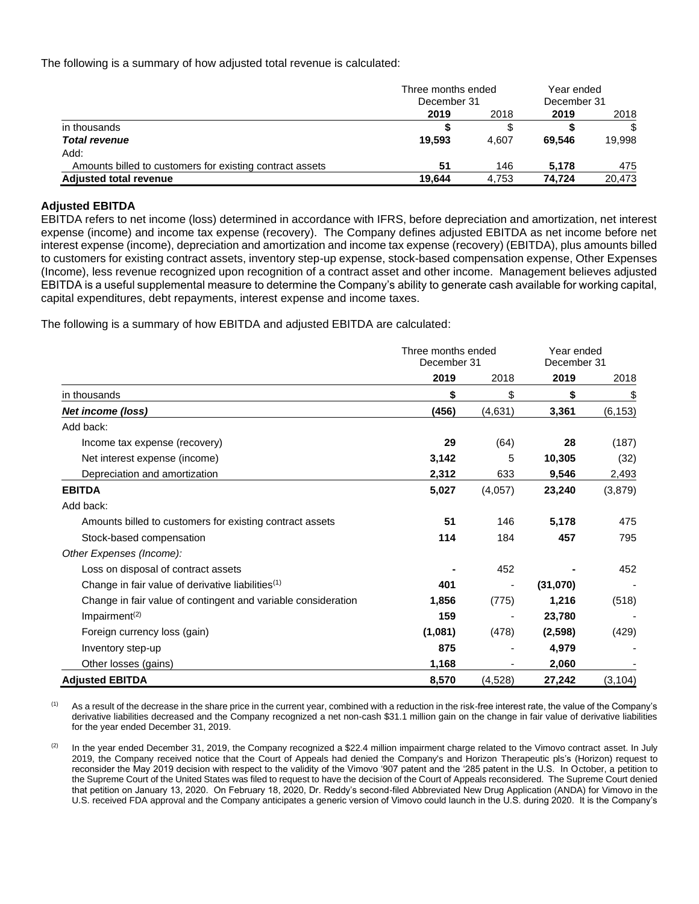The following is a summary of how adjusted total revenue is calculated:

| | Three months ended December 31 | | Year ended December 31 | |
|---|---|---|---|---|
| | **2019** | 2018 | **2019** | 2018 |
| in thousands | **$** | $ | **$** | $ |
| ***Total revenue*** | **19,593** | 4,607 | **69,546** | 19,998 |
| Add: | | | | |
| Amounts billed to customers for existing contract assets | **51** | 146 | **5,178** | 475 |
| **Adjusted total revenue** | **19,644** | 4,753 | **74,724** | 20,473 |

**Adjusted EBITDA**

EBITDA refers to net income (loss) determined in accordance with IFRS, before depreciation and amortization, net interest expense (income) and income tax expense (recovery). The Company defines adjusted EBITDA as net income before net interest expense (income), depreciation and amortization and income tax expense (recovery) (EBITDA), plus amounts billed to customers for existing contract assets, inventory step-up expense, stock-based compensation expense, Other Expenses (Income), less revenue recognized upon recognition of a contract asset and other income. Management believes adjusted EBITDA is a useful supplemental measure to determine the Company's ability to generate cash available for working capital, capital expenditures, debt repayments, interest expense and income taxes.

The following is a summary of how EBITDA and adjusted EBITDA are calculated:

| | Three months ended December 31 | | Year ended December 31 | |
|---|---|---|---|---|
| | **2019** | 2018 | **2019** | 2018 |
| in thousands | **$** | $ | **$** | $ |
| ***Net income (loss)*** | **(456)** | (4,631) | **3,361** | (6,153) |
| Add back: | | | | |
| Income tax expense (recovery) | **29** | (64) | **28** | (187) |
| Net interest expense (income) | **3,142** | 5 | **10,305** | (32) |
| Depreciation and amortization | **2,312** | 633 | **9,546** | 2,493 |
| **EBITDA** | **5,027** | (4,057) | **23,240** | (3,879) |
| Add back: | | | | |
| Amounts billed to customers for existing contract assets | **51** | 146 | **5,178** | 475 |
| Stock-based compensation | **114** | 184 | **457** | 795 |
| *Other Expenses (Income):* | | | | |
| Loss on disposal of contract assets | **-** | 452 | **-** | 452 |
| Change in fair value of derivative liabilities[1] | **401** | - | **(31,070)** | - |
| Change in fair value of contingent and variable consideration | **1,856** | (775) | **1,216** | (518) |
| Impairment[2] | **159** | - | **23,780** | - |
| Foreign currency loss (gain) | **(1,081)** | (478) | **(2,598)** | (429) |
| Inventory step-up | **875** | - | **4,979** | - |
| Other losses (gains) | **1,168** | - | **2,060** | - |
| **Adjusted EBITDA** | **8,570** | (4,528) | **27,242** | (3,104) |

[1] As a result of the decrease in the share price in the current year, combined with a reduction in the risk-free interest rate, the value of the Company's derivative liabilities decreased and the Company recognized a net non-cash $31.1 million gain on the change in fair value of derivative liabilities for the year ended December 31, 2019.

[2] In the year ended December 31, 2019, the Company recognized a $22.4 million impairment charge related to the Vimovo contract asset. In July 2019, the Company received notice that the Court of Appeals had denied the Company's and Horizon Therapeutic plс's (Horizon) request to reconsider the May 2019 decision with respect to the validity of the Vimovo '907 patent and the '285 patent in the U.S. In October, a petition to the Supreme Court of the United States was filed to request to have the decision of the Court of Appeals reconsidered. The Supreme Court denied that petition on January 13, 2020. On February 18, 2020, Dr. Reddy's second-filed Abbreviated New Drug Application (ANDA) for Vimovo in the U.S. received FDA approval and the Company anticipates a generic version of Vimovo could launch in the U.S. during 2020. It is the Company's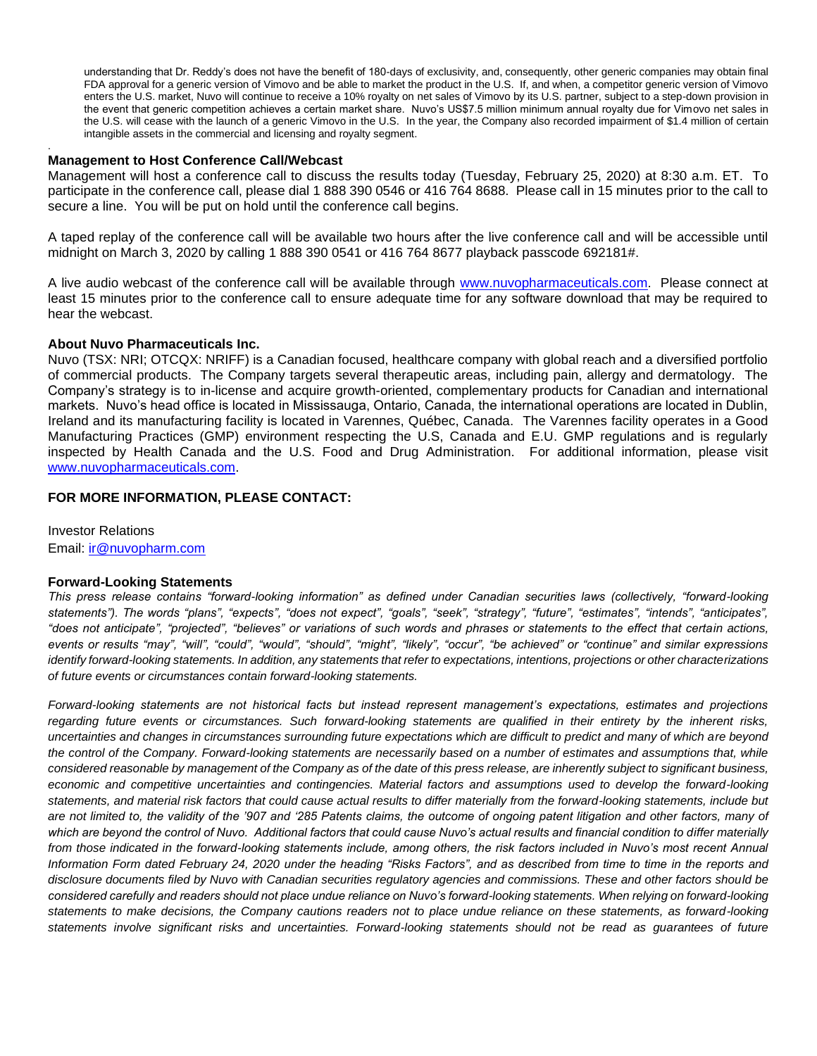understanding that Dr. Reddy's does not have the benefit of 180-days of exclusivity, and, consequently, other generic companies may obtain final FDA approval for a generic version of Vimovo and be able to market the product in the U.S. If, and when, a competitor generic version of Vimovo enters the U.S. market, Nuvo will continue to receive a 10% royalty on net sales of Vimovo by its U.S. partner, subject to a step-down provision in the event that generic competition achieves a certain market share. Nuvo's US$7.5 million minimum annual royalty due for Vimovo net sales in the U.S. will cease with the launch of a generic Vimovo in the U.S. In the year, the Company also recorded impairment of $1.4 million of certain intangible assets in the commercial and licensing and royalty segment.

**Management to Host Conference Call/Webcast**

Management will host a conference call to discuss the results today (Tuesday, February 25, 2020) at 8:30 a.m. ET. To participate in the conference call, please dial 1 888 390 0546 or 416 764 8688. Please call in 15 minutes prior to the call to secure a line. You will be put on hold until the conference call begins.

A taped replay of the conference call will be available two hours after the live conference call and will be accessible until midnight on March 3, 2020 by calling 1 888 390 0541 or 416 764 8677 playback passcode 692181#.

A live audio webcast of the conference call will be available through www.nuvopharmaceuticals.com. Please connect at least 15 minutes prior to the conference call to ensure adequate time for any software download that may be required to hear the webcast.

**About Nuvo Pharmaceuticals Inc.**

Nuvo (TSX: NRI; OTCQX: NRIFF) is a Canadian focused, healthcare company with global reach and a diversified portfolio of commercial products. The Company targets several therapeutic areas, including pain, allergy and dermatology. The Company's strategy is to in-license and acquire growth-oriented, complementary products for Canadian and international markets. Nuvo's head office is located in Mississauga, Ontario, Canada, the international operations are located in Dublin, Ireland and its manufacturing facility is located in Varennes, Québec, Canada. The Varennes facility operates in a Good Manufacturing Practices (GMP) environment respecting the U.S, Canada and E.U. GMP regulations and is regularly inspected by Health Canada and the U.S. Food and Drug Administration. For additional information, please visit www.nuvopharmaceuticals.com.

**FOR MORE INFORMATION, PLEASE CONTACT:**

Investor Relations
Email: ir@nuvopharm.com

**Forward-Looking Statements**

*This press release contains "forward-looking information" as defined under Canadian securities laws (collectively, "forward-looking statements"). The words "plans", "expects", "does not expect", "goals", "seek", "strategy", "future", "estimates", "intends", "anticipates", "does not anticipate", "projected", "believes" or variations of such words and phrases or statements to the effect that certain actions, events or results "may", "will", "could", "would", "should", "might", "likely", "occur", "be achieved" or "continue" and similar expressions identify forward-looking statements. In addition, any statements that refer to expectations, intentions, projections or other characterizations of future events or circumstances contain forward-looking statements.*

*Forward-looking statements are not historical facts but instead represent management's expectations, estimates and projections regarding future events or circumstances. Such forward-looking statements are qualified in their entirety by the inherent risks, uncertainties and changes in circumstances surrounding future expectations which are difficult to predict and many of which are beyond the control of the Company. Forward-looking statements are necessarily based on a number of estimates and assumptions that, while considered reasonable by management of the Company as of the date of this press release, are inherently subject to significant business, economic and competitive uncertainties and contingencies. Material factors and assumptions used to develop the forward-looking statements, and material risk factors that could cause actual results to differ materially from the forward-looking statements, include but are not limited to, the validity of the '907 and '285 Patents claims, the outcome of ongoing patent litigation and other factors, many of which are beyond the control of Nuvo. Additional factors that could cause Nuvo's actual results and financial condition to differ materially from those indicated in the forward-looking statements include, among others, the risk factors included in Nuvo's most recent Annual Information Form dated February 24, 2020 under the heading "Risks Factors", and as described from time to time in the reports and disclosure documents filed by Nuvo with Canadian securities regulatory agencies and commissions. These and other factors should be considered carefully and readers should not place undue reliance on Nuvo's forward-looking statements. When relying on forward-looking statements to make decisions, the Company cautions readers not to place undue reliance on these statements, as forward-looking statements involve significant risks and uncertainties. Forward-looking statements should not be read as guarantees of future*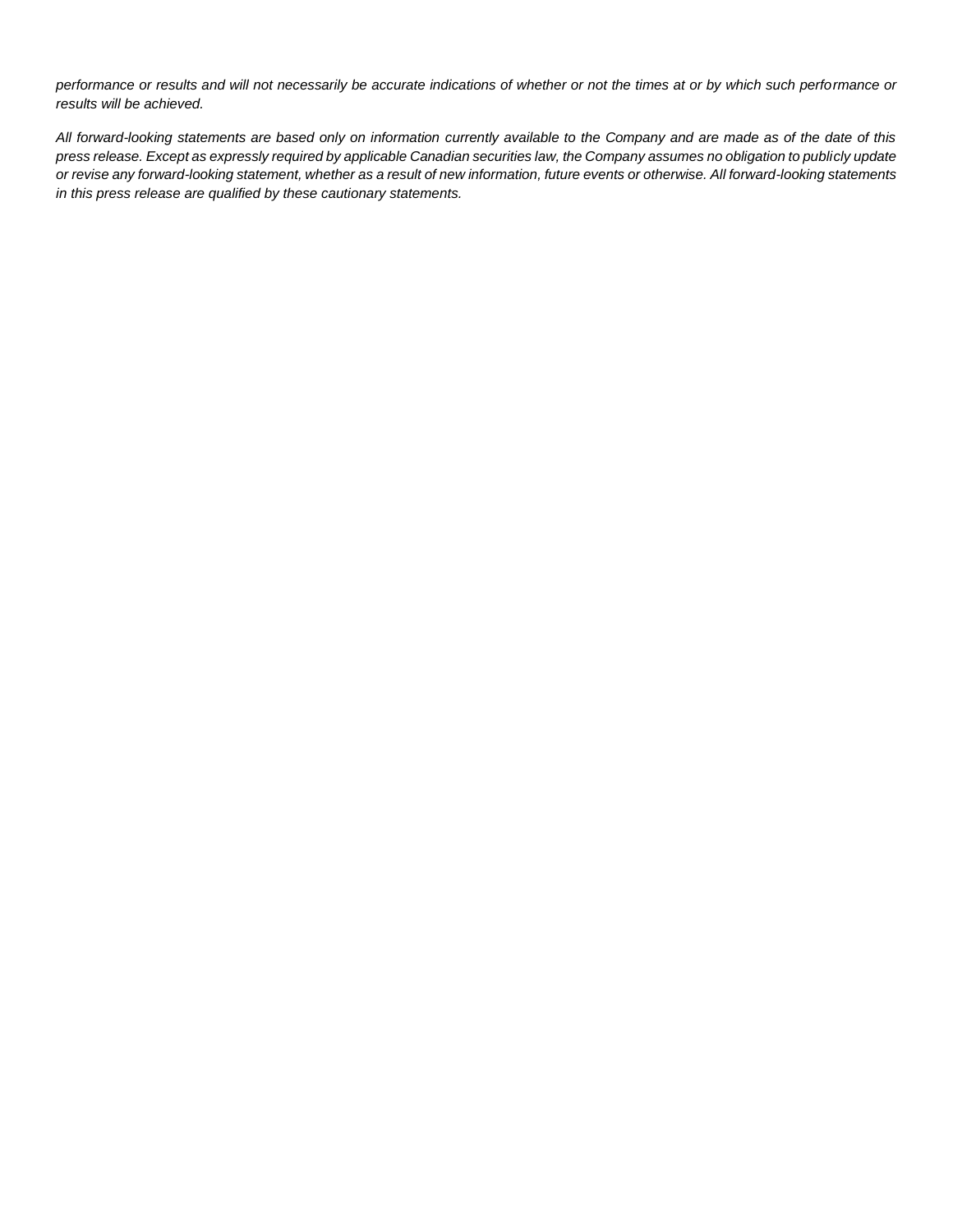*performance or results and will not necessarily be accurate indications of whether or not the times at or by which such performance or results will be achieved.*

*All forward-looking statements are based only on information currently available to the Company and are made as of the date of this press release. Except as expressly required by applicable Canadian securities law, the Company assumes no obligation to publicly update or revise any forward-looking statement, whether as a result of new information, future events or otherwise. All forward-looking statements in this press release are qualified by these cautionary statements.*